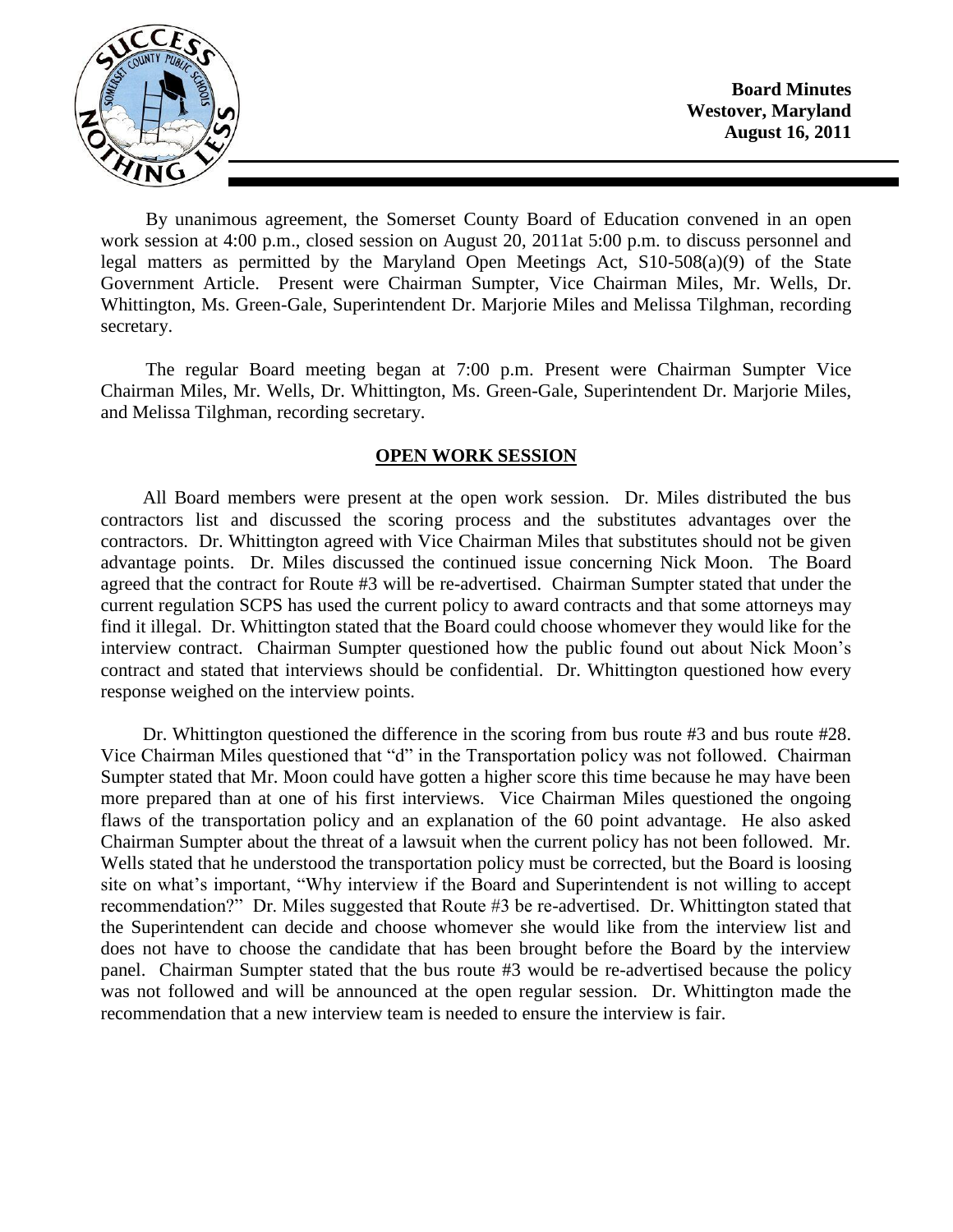**Board Minutes**
**Westover, Maryland**
**August 16, 2011**

By unanimous agreement, the Somerset County Board of Education convened in an open work session at 4:00 p.m., closed session on August 20, 2011at 5:00 p.m. to discuss personnel and legal matters as permitted by the Maryland Open Meetings Act, S10-508(a)(9) of the State Government Article. Present were Chairman Sumpter, Vice Chairman Miles, Mr. Wells, Dr. Whittington, Ms. Green-Gale, Superintendent Dr. Marjorie Miles and Melissa Tilghman, recording secretary.

The regular Board meeting began at 7:00 p.m. Present were Chairman Sumpter Vice Chairman Miles, Mr. Wells, Dr. Whittington, Ms. Green-Gale, Superintendent Dr. Marjorie Miles, and Melissa Tilghman, recording secretary.

## OPEN WORK SESSION

All Board members were present at the open work session. Dr. Miles distributed the bus contractors list and discussed the scoring process and the substitutes advantages over the contractors. Dr. Whittington agreed with Vice Chairman Miles that substitutes should not be given advantage points. Dr. Miles discussed the continued issue concerning Nick Moon. The Board agreed that the contract for Route #3 will be re-advertised. Chairman Sumpter stated that under the current regulation SCPS has used the current policy to award contracts and that some attorneys may find it illegal. Dr. Whittington stated that the Board could choose whomever they would like for the interview contract. Chairman Sumpter questioned how the public found out about Nick Moon's contract and stated that interviews should be confidential. Dr. Whittington questioned how every response weighed on the interview points.

Dr. Whittington questioned the difference in the scoring from bus route #3 and bus route #28. Vice Chairman Miles questioned that "d" in the Transportation policy was not followed. Chairman Sumpter stated that Mr. Moon could have gotten a higher score this time because he may have been more prepared than at one of his first interviews. Vice Chairman Miles questioned the ongoing flaws of the transportation policy and an explanation of the 60 point advantage. He also asked Chairman Sumpter about the threat of a lawsuit when the current policy has not been followed. Mr. Wells stated that he understood the transportation policy must be corrected, but the Board is loosing site on what's important, "Why interview if the Board and Superintendent is not willing to accept recommendation?" Dr. Miles suggested that Route #3 be re-advertised. Dr. Whittington stated that the Superintendent can decide and choose whomever she would like from the interview list and does not have to choose the candidate that has been brought before the Board by the interview panel. Chairman Sumpter stated that the bus route #3 would be re-advertised because the policy was not followed and will be announced at the open regular session. Dr. Whittington made the recommendation that a new interview team is needed to ensure the interview is fair.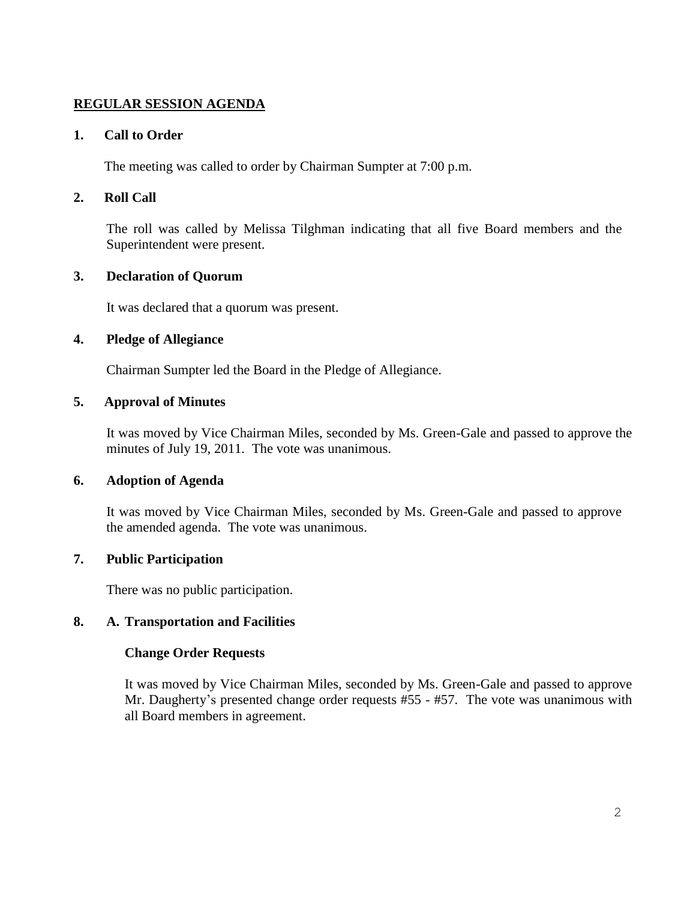## REGULAR SESSION AGENDA

### 1. Call to Order

The meeting was called to order by Chairman Sumpter at 7:00 p.m.

### 2. Roll Call

The roll was called by Melissa Tilghman indicating that all five Board members and the Superintendent were present.

### 3. Declaration of Quorum

It was declared that a quorum was present.

### 4. Pledge of Allegiance

Chairman Sumpter led the Board in the Pledge of Allegiance.

### 5. Approval of Minutes

It was moved by Vice Chairman Miles, seconded by Ms. Green-Gale and passed to approve the minutes of July 19, 2011. The vote was unanimous.

### 6. Adoption of Agenda

It was moved by Vice Chairman Miles, seconded by Ms. Green-Gale and passed to approve the amended agenda. The vote was unanimous.

### 7. Public Participation

There was no public participation.

### 8. A. Transportation and Facilities

**Change Order Requests**

It was moved by Vice Chairman Miles, seconded by Ms. Green-Gale and passed to approve Mr. Daugherty's presented change order requests #55 - #57. The vote was unanimous with all Board members in agreement.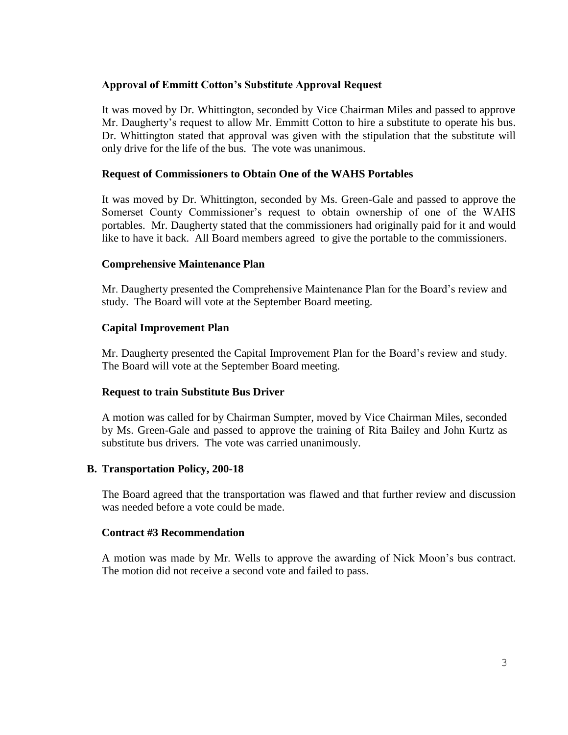**Approval of Emmitt Cotton's Substitute Approval Request**

It was moved by Dr. Whittington, seconded by Vice Chairman Miles and passed to approve Mr. Daugherty's request to allow Mr. Emmitt Cotton to hire a substitute to operate his bus. Dr. Whittington stated that approval was given with the stipulation that the substitute will only drive for the life of the bus. The vote was unanimous.

**Request of Commissioners to Obtain One of the WAHS Portables**

It was moved by Dr. Whittington, seconded by Ms. Green-Gale and passed to approve the Somerset County Commissioner's request to obtain ownership of one of the WAHS portables. Mr. Daugherty stated that the commissioners had originally paid for it and would like to have it back. All Board members agreed to give the portable to the commissioners.

**Comprehensive Maintenance Plan**

Mr. Daugherty presented the Comprehensive Maintenance Plan for the Board's review and study. The Board will vote at the September Board meeting.

**Capital Improvement Plan**

Mr. Daugherty presented the Capital Improvement Plan for the Board's review and study. The Board will vote at the September Board meeting.

**Request to train Substitute Bus Driver**

A motion was called for by Chairman Sumpter, moved by Vice Chairman Miles, seconded by Ms. Green-Gale and passed to approve the training of Rita Bailey and John Kurtz as substitute bus drivers. The vote was carried unanimously.

**B. Transportation Policy, 200-18**

The Board agreed that the transportation was flawed and that further review and discussion was needed before a vote could be made.

**Contract #3 Recommendation**

A motion was made by Mr. Wells to approve the awarding of Nick Moon's bus contract. The motion did not receive a second vote and failed to pass.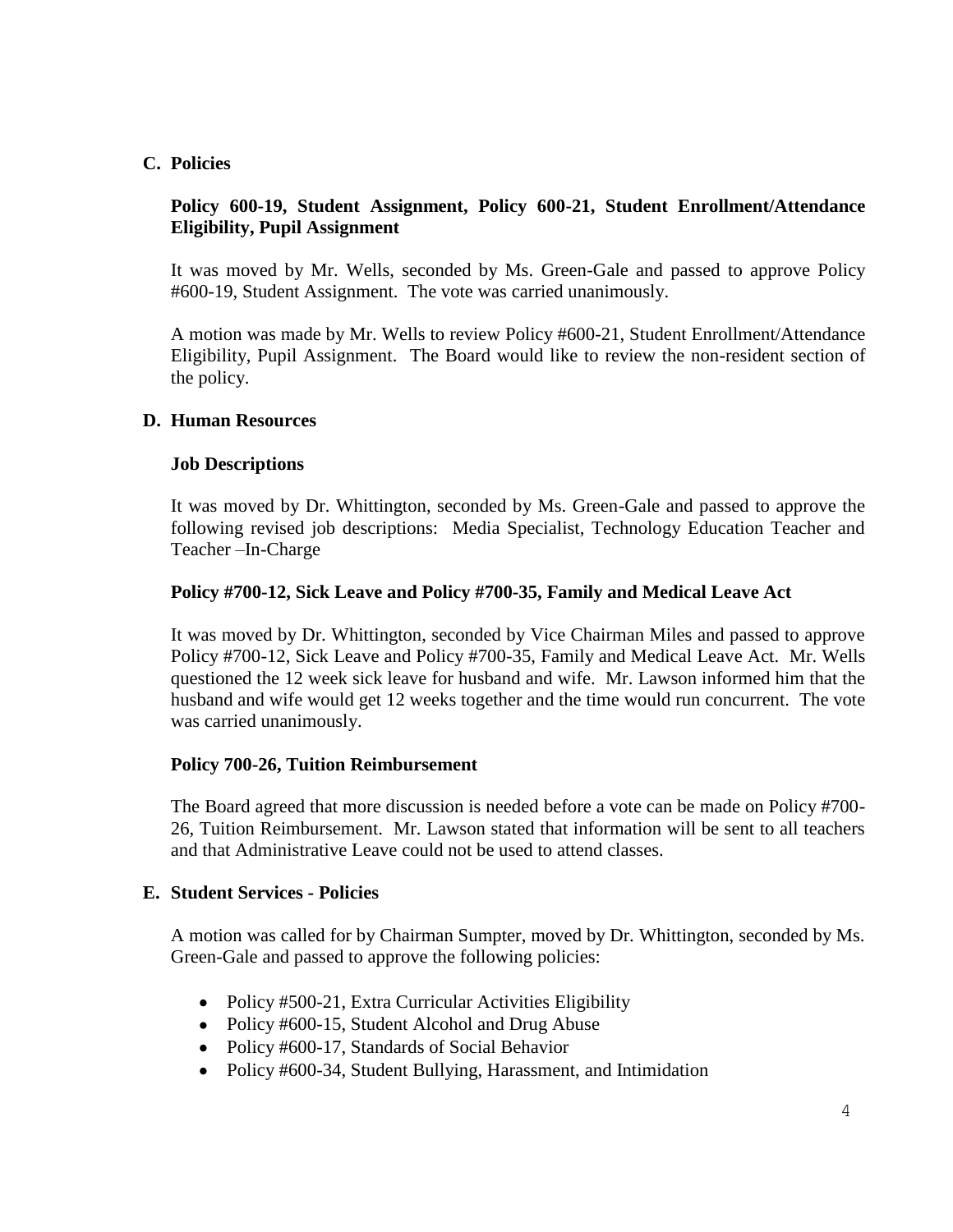## C. Policies

### Policy 600-19, Student Assignment, Policy 600-21, Student Enrollment/Attendance Eligibility, Pupil Assignment

It was moved by Mr. Wells, seconded by Ms. Green-Gale and passed to approve Policy #600-19, Student Assignment. The vote was carried unanimously.

A motion was made by Mr. Wells to review Policy #600-21, Student Enrollment/Attendance Eligibility, Pupil Assignment. The Board would like to review the non-resident section of the policy.

## D. Human Resources

### Job Descriptions

It was moved by Dr. Whittington, seconded by Ms. Green-Gale and passed to approve the following revised job descriptions: Media Specialist, Technology Education Teacher and Teacher –In-Charge

### Policy #700-12, Sick Leave and Policy #700-35, Family and Medical Leave Act

It was moved by Dr. Whittington, seconded by Vice Chairman Miles and passed to approve Policy #700-12, Sick Leave and Policy #700-35, Family and Medical Leave Act. Mr. Wells questioned the 12 week sick leave for husband and wife. Mr. Lawson informed him that the husband and wife would get 12 weeks together and the time would run concurrent. The vote was carried unanimously.

### Policy 700-26, Tuition Reimbursement

The Board agreed that more discussion is needed before a vote can be made on Policy #700-26, Tuition Reimbursement. Mr. Lawson stated that information will be sent to all teachers and that Administrative Leave could not be used to attend classes.

## E. Student Services - Policies

A motion was called for by Chairman Sumpter, moved by Dr. Whittington, seconded by Ms. Green-Gale and passed to approve the following policies:

- Policy #500-21, Extra Curricular Activities Eligibility
- Policy #600-15, Student Alcohol and Drug Abuse
- Policy #600-17, Standards of Social Behavior
- Policy #600-34, Student Bullying, Harassment, and Intimidation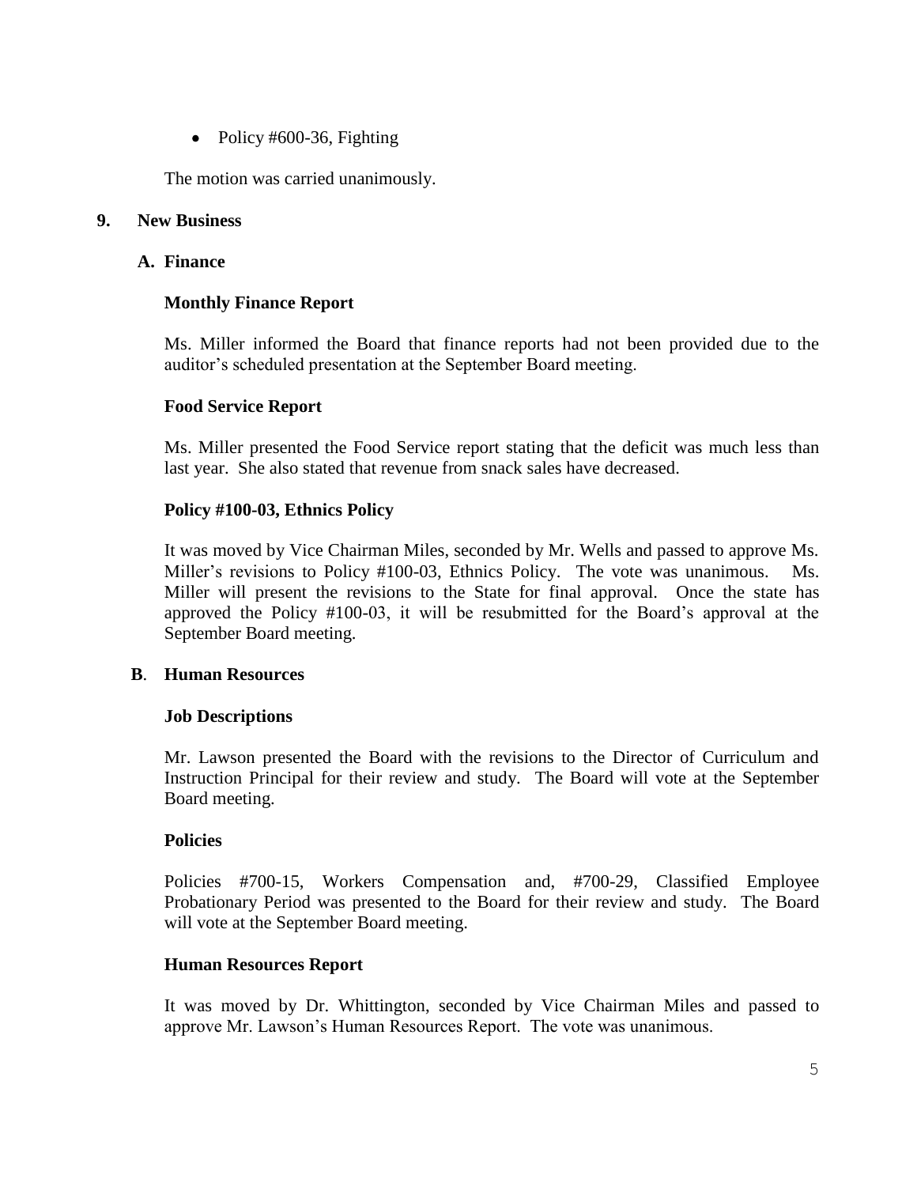- Policy #600-36, Fighting

The motion was carried unanimously.

**9. New Business**

**A. Finance**

**Monthly Finance Report**

Ms. Miller informed the Board that finance reports had not been provided due to the auditor's scheduled presentation at the September Board meeting.

**Food Service Report**

Ms. Miller presented the Food Service report stating that the deficit was much less than last year. She also stated that revenue from snack sales have decreased.

**Policy #100-03, Ethnics Policy**

It was moved by Vice Chairman Miles, seconded by Mr. Wells and passed to approve Ms. Miller's revisions to Policy #100-03, Ethnics Policy. The vote was unanimous. Ms. Miller will present the revisions to the State for final approval. Once the state has approved the Policy #100-03, it will be resubmitted for the Board's approval at the September Board meeting.

**B. Human Resources**

**Job Descriptions**

Mr. Lawson presented the Board with the revisions to the Director of Curriculum and Instruction Principal for their review and study. The Board will vote at the September Board meeting.

**Policies**

Policies #700-15, Workers Compensation and, #700-29, Classified Employee Probationary Period was presented to the Board for their review and study. The Board will vote at the September Board meeting.

**Human Resources Report**

It was moved by Dr. Whittington, seconded by Vice Chairman Miles and passed to approve Mr. Lawson's Human Resources Report. The vote was unanimous.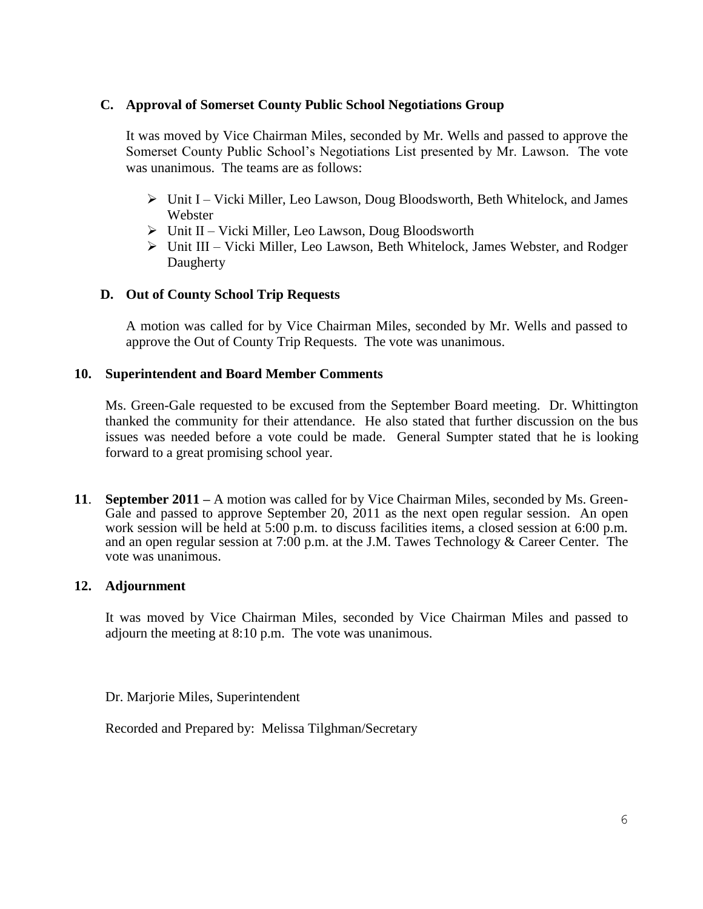### C. Approval of Somerset County Public School Negotiations Group

It was moved by Vice Chairman Miles, seconded by Mr. Wells and passed to approve the Somerset County Public School's Negotiations List presented by Mr. Lawson. The vote was unanimous. The teams are as follows:

- Unit I – Vicki Miller, Leo Lawson, Doug Bloodsworth, Beth Whitelock, and James Webster
- Unit II – Vicki Miller, Leo Lawson, Doug Bloodsworth
- Unit III – Vicki Miller, Leo Lawson, Beth Whitelock, James Webster, and Rodger Daugherty

### D. Out of County School Trip Requests

A motion was called for by Vice Chairman Miles, seconded by Mr. Wells and passed to approve the Out of County Trip Requests. The vote was unanimous.

## 10. Superintendent and Board Member Comments

Ms. Green-Gale requested to be excused from the September Board meeting. Dr. Whittington thanked the community for their attendance. He also stated that further discussion on the bus issues was needed before a vote could be made. General Sumpter stated that he is looking forward to a great promising school year.

**11**. **September 2011 –** A motion was called for by Vice Chairman Miles, seconded by Ms. Green-Gale and passed to approve September 20, 2011 as the next open regular session. An open work session will be held at 5:00 p.m. to discuss facilities items, a closed session at 6:00 p.m. and an open regular session at 7:00 p.m. at the J.M. Tawes Technology & Career Center. The vote was unanimous.

## 12. Adjournment

It was moved by Vice Chairman Miles, seconded by Vice Chairman Miles and passed to adjourn the meeting at 8:10 p.m. The vote was unanimous.

Dr. Marjorie Miles, Superintendent

Recorded and Prepared by: Melissa Tilghman/Secretary